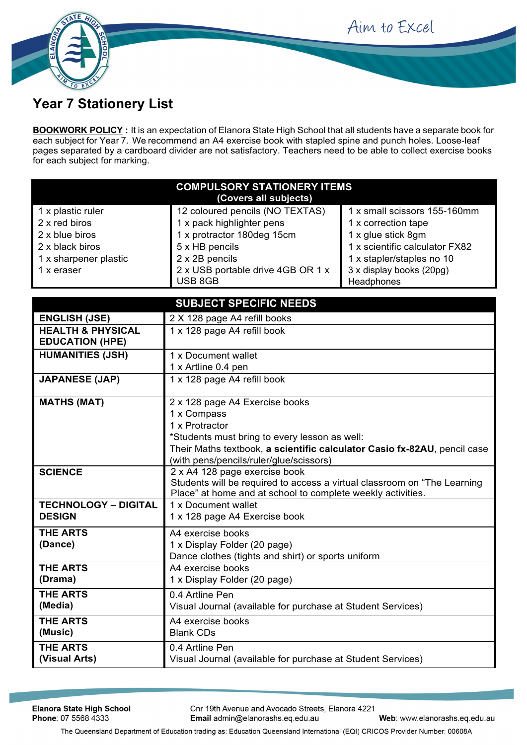# Year 7 Stationery List

**BOOKWORK POLICY :** It is an expectation of Elanora State High School that all students have a separate book for each subject for Year 7. We recommend an A4 exercise book with stapled spine and punch holes. Loose-leaf pages separated by a cardboard divider are not satisfactory. Teachers need to be able to collect exercise books for each subject for marking.

| COMPULSORY STATIONERY ITEMS (Covers all subjects) | | |
|---|---|---|
| 1 x plastic ruler | 12 coloured pencils (NO TEXTAS) | 1 x small scissors 155-160mm |
| 2 x red biros | 1 x pack highlighter pens | 1 x correction tape |
| 2 x blue biros | 1 x protractor 180deg 15cm | 1 x glue stick 8gm |
| 2 x black biros | 5 x HB pencils | 1 x scientific calculator FX82 |
| 1 x sharpener plastic | 2 x 2B pencils | 1 x stapler/staples no 10 |
| 1 x eraser | 2 x USB portable drive 4GB OR 1 x USB 8GB | 3 x display books (20pg) |
| | | Headphones |

| SUBJECT SPECIFIC NEEDS | |
|---|---|
| **ENGLISH (JSE)** | 2 X 128 page A4 refill books |
| **HEALTH & PHYSICAL EDUCATION (HPE)** | 1 x 128 page A4 refill book |
| **HUMANITIES (JSH)** | 1 x Document wallet<br>1 x Artline 0.4 pen |
| **JAPANESE (JAP)** | 1 x 128 page A4 refill book |
| **MATHS (MAT)** | 2 x 128 page A4 Exercise books<br>1 x Compass<br>1 x Protractor<br>*Students must bring to every lesson as well:<br>Their Maths textbook, **a scientific calculator Casio fx-82AU**, pencil case (with pens/pencils/ruler/glue/scissors) |
| **SCIENCE** | 2 x A4 128 page exercise book<br>Students will be required to access a virtual classroom on "The Learning Place" at home and at school to complete weekly activities. |
| **TECHNOLOGY – DIGITAL DESIGN** | 1 x Document wallet<br>1 x 128 page A4 Exercise book |
| **THE ARTS (Dance)** | A4 exercise books<br>1 x Display Folder (20 page)<br>Dance clothes (tights and shirt) or sports uniform |
| **THE ARTS (Drama)** | A4 exercise books<br>1 x Display Folder (20 page) |
| **THE ARTS (Media)** | 0.4 Artline Pen<br>Visual Journal (available for purchase at Student Services) |
| **THE ARTS (Music)** | A4 exercise books<br>Blank CDs |
| **THE ARTS (Visual Arts)** | 0.4 Artline Pen<br>Visual Journal (available for purchase at Student Services) |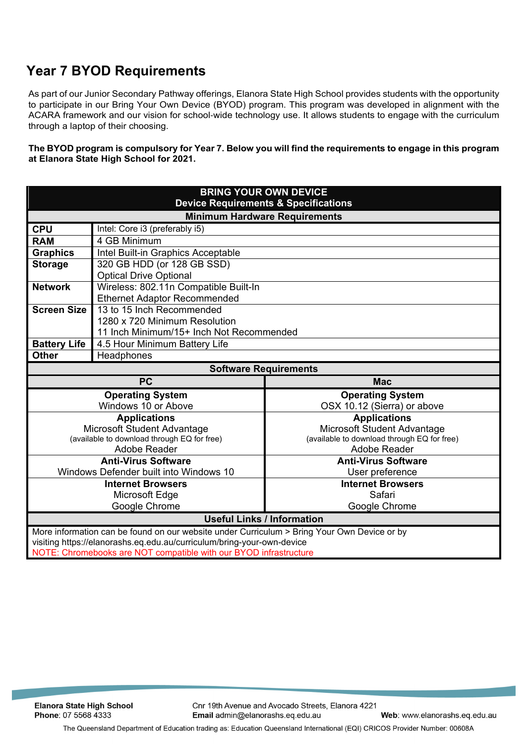# Year 7 BYOD Requirements

As part of our Junior Secondary Pathway offerings, Elanora State High School provides students with the opportunity to participate in our Bring Your Own Device (BYOD) program. This program was developed in alignment with the ACARA framework and our vision for school-wide technology use. It allows students to engage with the curriculum through a laptop of their choosing.

**The BYOD program is compulsory for Year 7. Below you will find the requirements to engage in this program at Elanora State High School for 2021.**

| BRING YOUR OWN DEVICE<br>Device Requirements & Specifications | |
|---|---|
| **Minimum Hardware Requirements** | |
| **CPU** | Intel: Core i3 (preferably i5) |
| **RAM** | 4 GB Minimum |
| **Graphics** | Intel Built-in Graphics Acceptable |
| **Storage** | 320 GB HDD (or 128 GB SSD)<br>Optical Drive Optional |
| **Network** | Wireless: 802.11n Compatible Built-In<br>Ethernet Adaptor Recommended |
| **Screen Size** | 13 to 15 Inch Recommended<br>1280 x 720 Minimum Resolution<br>11 Inch Minimum/15+ Inch Not Recommended |
| **Battery Life** | 4.5 Hour Minimum Battery Life |
| **Other** | Headphones |

| Software Requirements | |
|---|---|
| **PC** | **Mac** |
| **Operating System**<br>Windows 10 or Above | **Operating System**<br>OSX 10.12 (Sierra) or above |
| **Applications**<br>Microsoft Student Advantage<br>(available to download through EQ for free)<br>Adobe Reader | **Applications**<br>Microsoft Student Advantage<br>(available to download through EQ for free)<br>Adobe Reader |
| **Anti-Virus Software**<br>Windows Defender built into Windows 10 | **Anti-Virus Software**<br>User preference |
| **Internet Browsers**<br>Microsoft Edge<br>Google Chrome | **Internet Browsers**<br>Safari<br>Google Chrome |

**Useful Links / Information**

More information can be found on our website under Curriculum > Bring Your Own Device or by visiting https://elanorashs.eq.edu.au/curriculum/bring-your-own-device

NOTE: Chromebooks are NOT compatible with our BYOD infrastructure

**Elanora State High School**
**Phone**: 07 5568 4333
Cnr 19th Avenue and Avocado Streets, Elanora 4221
**Email** admin@elanorashs.eq.edu.au
**Web**: www.elanorashs.eq.edu.au

The Queensland Department of Education trading as: Education Queensland International (EQI) CRICOS Provider Number: 00608A